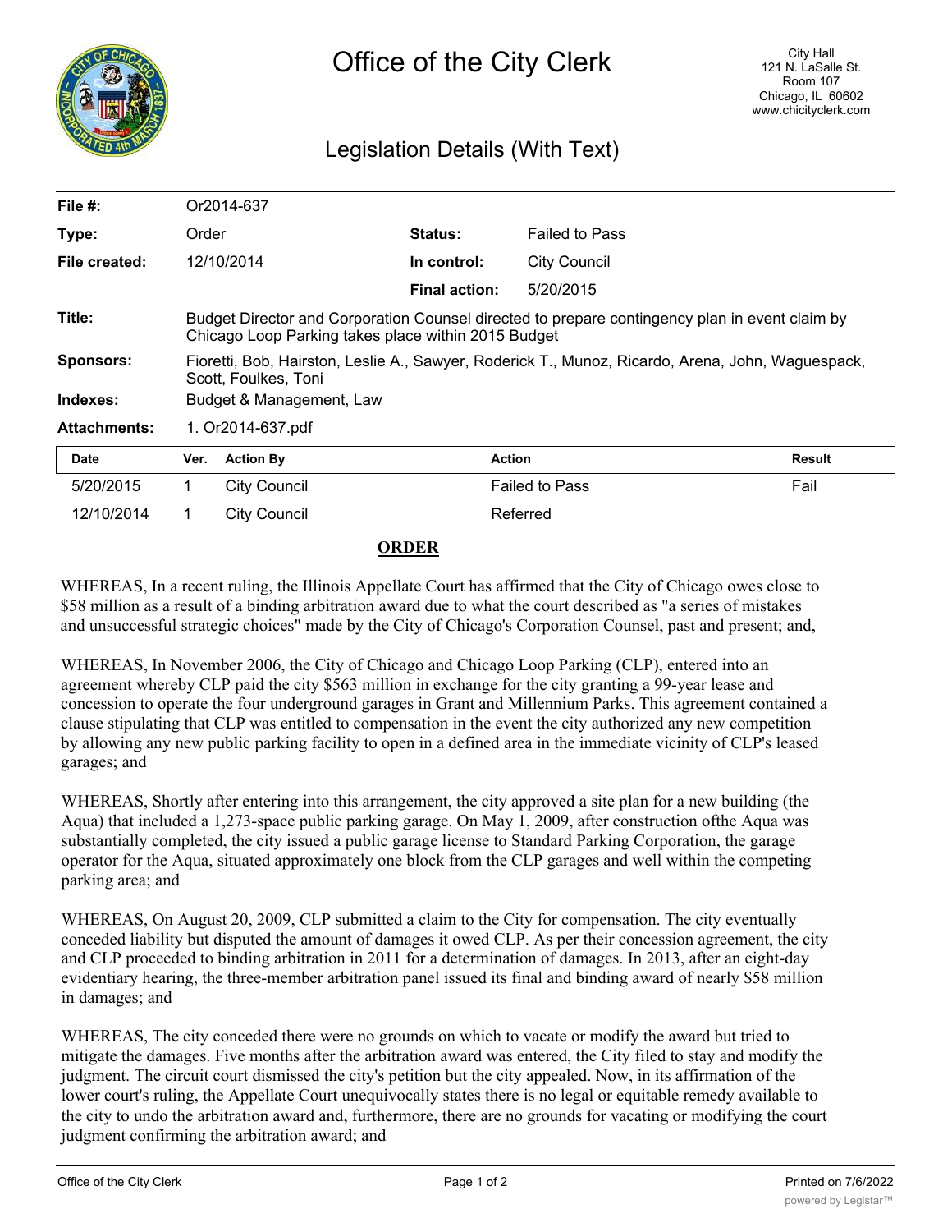# Office of the City Clerk

City Hall
121 N. LaSalle St.
Room 107
Chicago, IL 60602
www.chicityclerk.com

## Legislation Details (With Text)

| | | | |
|---|---|---|---|
| **File #:** | Or2014-637 | | |
| **Type:** | Order | **Status:** | Failed to Pass |
| **File created:** | 12/10/2014 | **In control:** | City Council |
| | | **Final action:** | 5/20/2015 |

**Title:** Budget Director and Corporation Counsel directed to prepare contingency plan in event claim by Chicago Loop Parking takes place within 2015 Budget

**Sponsors:** Fioretti, Bob, Hairston, Leslie A., Sawyer, Roderick T., Munoz, Ricardo, Arena, John, Waguespack, Scott, Foulkes, Toni

**Indexes:** Budget & Management, Law

**Attachments:** 1. Or2014-637.pdf

| Date | Ver. | Action By | Action | Result |
|---|---|---|---|---|
| 5/20/2015 | 1 | City Council | Failed to Pass | Fail |
| 12/10/2014 | 1 | City Council | Referred | |

**ORDER**

WHEREAS, In a recent ruling, the Illinois Appellate Court has affirmed that the City of Chicago owes close to $58 million as a result of a binding arbitration award due to what the court described as "a series of mistakes and unsuccessful strategic choices" made by the City of Chicago's Corporation Counsel, past and present; and,

WHEREAS, In November 2006, the City of Chicago and Chicago Loop Parking (CLP), entered into an agreement whereby CLP paid the city $563 million in exchange for the city granting a 99-year lease and concession to operate the four underground garages in Grant and Millennium Parks. This agreement contained a clause stipulating that CLP was entitled to compensation in the event the city authorized any new competition by allowing any new public parking facility to open in a defined area in the immediate vicinity of CLP's leased garages; and

WHEREAS, Shortly after entering into this arrangement, the city approved a site plan for a new building (the Aqua) that included a 1,273-space public parking garage. On May 1, 2009, after construction ofthe Aqua was substantially completed, the city issued a public garage license to Standard Parking Corporation, the garage operator for the Aqua, situated approximately one block from the CLP garages and well within the competing parking area; and

WHEREAS, On August 20, 2009, CLP submitted a claim to the City for compensation. The city eventually conceded liability but disputed the amount of damages it owed CLP. As per their concession agreement, the city and CLP proceeded to binding arbitration in 2011 for a determination of damages. In 2013, after an eight-day evidentiary hearing, the three-member arbitration panel issued its final and binding award of nearly $58 million in damages; and

WHEREAS, The city conceded there were no grounds on which to vacate or modify the award but tried to mitigate the damages. Five months after the arbitration award was entered, the City filed to stay and modify the judgment. The circuit court dismissed the city's petition but the city appealed. Now, in its affirmation of the lower court's ruling, the Appellate Court unequivocally states there is no legal or equitable remedy available to the city to undo the arbitration award and, furthermore, there are no grounds for vacating or modifying the court judgment confirming the arbitration award; and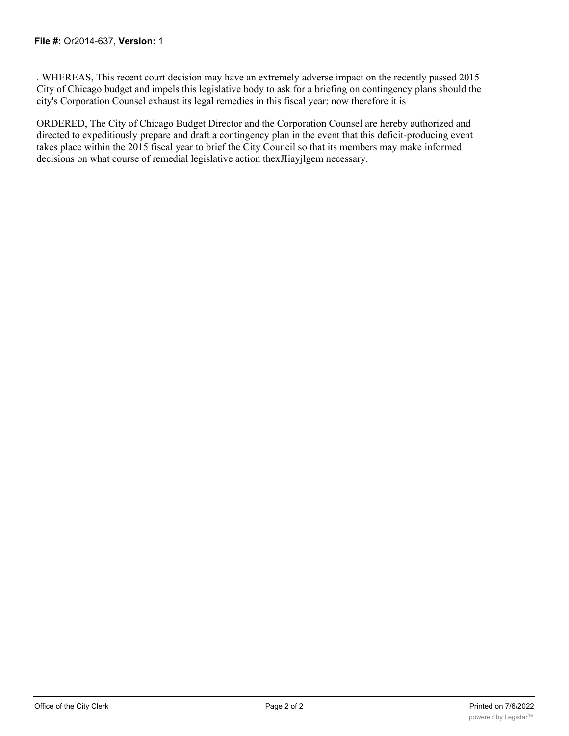. WHEREAS, This recent court decision may have an extremely adverse impact on the recently passed 2015 City of Chicago budget and impels this legislative body to ask for a briefing on contingency plans should the city's Corporation Counsel exhaust its legal remedies in this fiscal year; now therefore it is

ORDERED, The City of Chicago Budget Director and the Corporation Counsel are hereby authorized and directed to expeditiously prepare and draft a contingency plan in the event that this deficit-producing event takes place within the 2015 fiscal year to brief the City Council so that its members may make informed decisions on what course of remedial legislative action thexJIiayjlgem necessary.